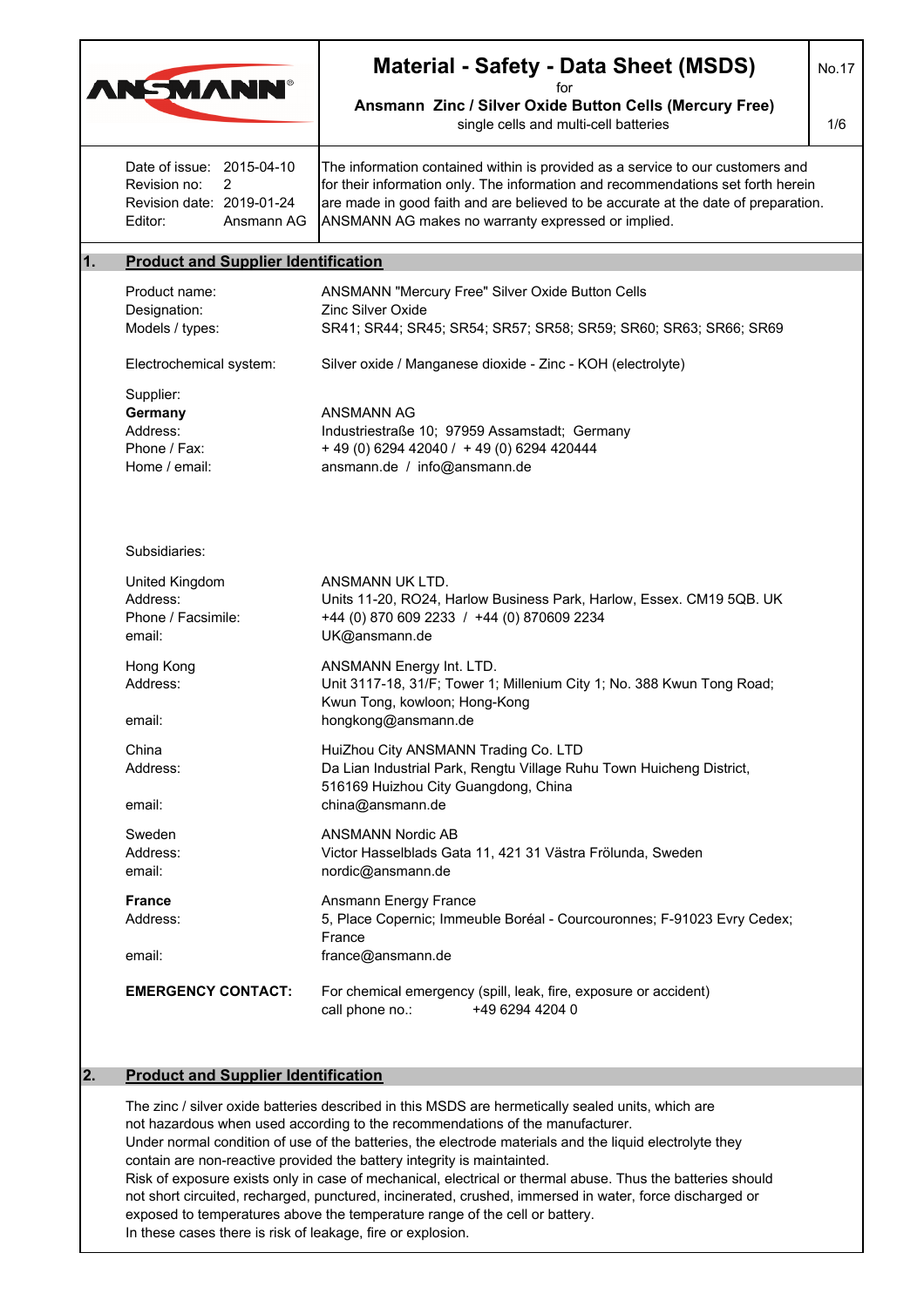# Material - Safety - Data Sheet (MSDS)

for

**Ansmann Zinc / Silver Oxide Button Cells (Mercury Free)**

single cells and multi-cell batteries

No.17

| | |
|---|---|
| Date of issue: | 2015-04-10 |
| Revision no: | 2 |
| Revision date: | 2019-01-24 |
| Editor: | Ansmann AG |

The information contained within is provided as a service to our customers and for their information only. The information and recommendations set forth herein are made in good faith and are believed to be accurate at the date of preparation. ANSMANN AG makes no warranty expressed or implied.

## 1. Product and Supplier Identification

| | |
|---|---|
| Product name: | ANSMANN "Mercury Free" Silver Oxide Button Cells |
| Designation: | Zinc Silver Oxide |
| Models / types: | SR41; SR44; SR45; SR54; SR57; SR58; SR59; SR60; SR63; SR66; SR69 |
| Electrochemical system: | Silver oxide / Manganese dioxide - Zinc - KOH (electrolyte) |

Supplier:

| | |
|---|---|
| **Germany** | ANSMANN AG |
| Address: | Industriestraße 10; 97959 Assamstadt; Germany |
| Phone / Fax: | + 49 (0) 6294 42040 / + 49 (0) 6294 420444 |
| Home / email: | ansmann.de / info@ansmann.de |

Subsidiaries:

| | |
|---|---|
| United Kingdom | ANSMANN UK LTD. |
| Address: | Units 11-20, RO24, Harlow Business Park, Harlow, Essex. CM19 5QB. UK |
| Phone / Facsimile: | +44 (0) 870 609 2233 / +44 (0) 870609 2234 |
| email: | UK@ansmann.de |
| Hong Kong | ANSMANN Energy Int. LTD. |
| Address: | Unit 3117-18, 31/F; Tower 1; Millenium City 1; No. 388 Kwun Tong Road; Kwun Tong, kowloon; Hong-Kong |
| email: | hongkong@ansmann.de |
| China | HuiZhou City ANSMANN Trading Co. LTD |
| Address: | Da Lian Industrial Park, Rengtu Village Ruhu Town Huicheng District, 516169 Huizhou City Guangdong, China |
| email: | china@ansmann.de |
| Sweden | ANSMANN Nordic AB |
| Address: | Victor Hasselblads Gata 11, 421 31 Västra Frölunda, Sweden |
| email: | nordic@ansmann.de |
| **France** | Ansmann Energy France |
| Address: | 5, Place Copernic; Immeuble Boréal - Courcouronnes; F-91023 Evry Cedex; France |
| email: | france@ansmann.de |

**EMERGENCY CONTACT:** For chemical emergency (spill, leak, fire, exposure or accident) call phone no.: +49 6294 4204 0

## 2. Product and Supplier Identification

The zinc / silver oxide batteries described in this MSDS are hermetically sealed units, which are not hazardous when used according to the recommendations of the manufacturer.
Under normal condition of use of the batteries, the electrode materials and the liquid electrolyte they contain are non-reactive provided the battery integrity is maintained.
Risk of exposure exists only in case of mechanical, electrical or thermal abuse. Thus the batteries should not short circuited, recharged, punctured, incinerated, crushed, immersed in water, force discharged or exposed to temperatures above the temperature range of the cell or battery.
In these cases there is risk of leakage, fire or explosion.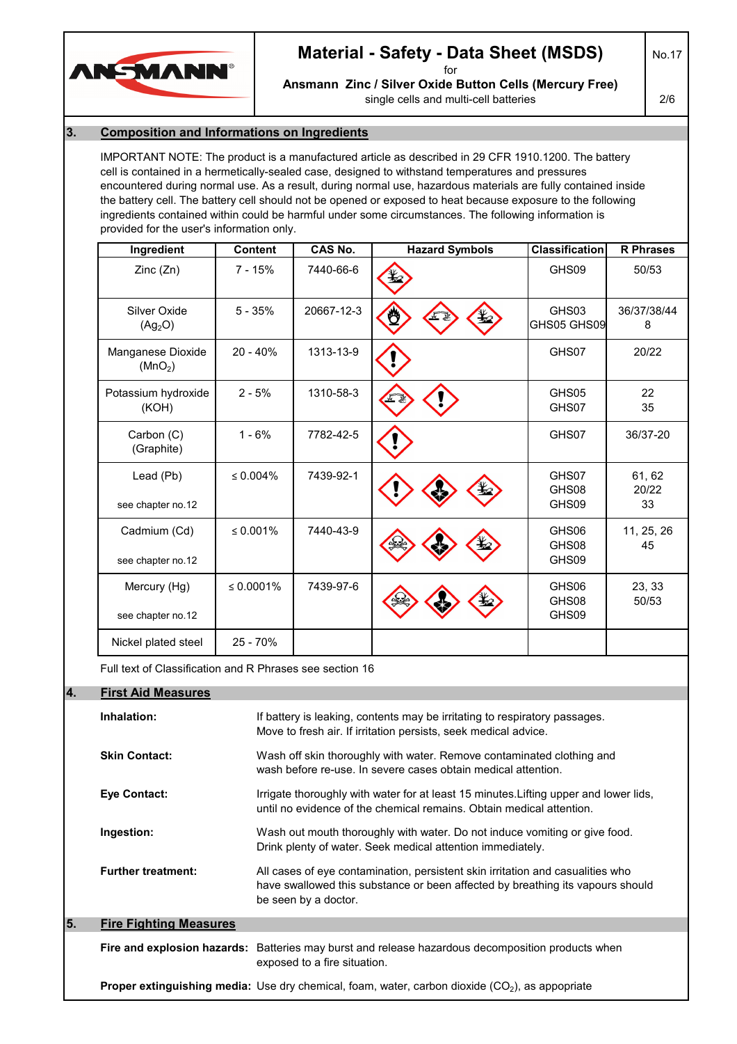## 3. Composition and Informations on Ingredients

IMPORTANT NOTE: The product is a manufactured article as described in 29 CFR 1910.1200. The battery cell is contained in a hermetically-sealed case, designed to withstand temperatures and pressures encountered during normal use. As a result, during normal use, hazardous materials are fully contained inside the battery cell. The battery cell should not be opened or exposed to heat because exposure to the following ingredients contained within could be harmful under some circumstances. The following information is provided for the user's information only.

| Ingredient | Content | CAS No. | Hazard Symbols | Classification | R Phrases |
|---|---|---|---|---|---|
| Zinc (Zn) | 7 - 15% | 7440-66-6 | | GHS09 | 50/53 |
| Silver Oxide ($Ag_2O$) | 5 - 35% | 20667-12-3 | | GHS03 GHS05 GHS09 | 36/37/38/44 8 |
| Manganese Dioxide ($MnO_2$) | 20 - 40% | 1313-13-9 | | GHS07 | 20/22 |
| Potassium hydroxide (KOH) | 2 - 5% | 1310-58-3 | | GHS05 GHS07 | 22 35 |
| Carbon (C) (Graphite) | 1 - 6% | 7782-42-5 | | GHS07 | 36/37-20 |
| Lead (Pb) see chapter no.12 | ≤ 0.004% | 7439-92-1 | | GHS07 GHS08 GHS09 | 61, 62 20/22 33 |
| Cadmium (Cd) see chapter no.12 | ≤ 0.001% | 7440-43-9 | | GHS06 GHS08 GHS09 | 11, 25, 26 45 |
| Mercury (Hg) see chapter no.12 | ≤ 0.0001% | 7439-97-6 | | GHS06 GHS08 GHS09 | 23, 33 50/53 |
| Nickel plated steel | 25 - 70% | | | | |

Full text of Classification and R Phrases see section 16

## 4. First Aid Measures

**Inhalation:** If battery is leaking, contents may be irritating to respiratory passages. Move to fresh air. If irritation persists, seek medical advice.

**Skin Contact:** Wash off skin thoroughly with water. Remove contaminated clothing and wash before re-use. In severe cases obtain medical attention.

**Eye Contact:** Irrigate thoroughly with water for at least 15 minutes.Lifting upper and lower lids, until no evidence of the chemical remains. Obtain medical attention.

**Ingestion:** Wash out mouth thoroughly with water. Do not induce vomiting or give food. Drink plenty of water. Seek medical attention immediately.

**Further treatment:** All cases of eye contamination, persistent skin irritation and casualties who have swallowed this substance or been affected by breathing its vapours should be seen by a doctor.

## 5. Fire Fighting Measures

**Fire and explosion hazards:** Batteries may burst and release hazardous decomposition products when exposed to a fire situation.

**Proper extinguishing media:** Use dry chemical, foam, water, carbon dioxide ($CO_2$), as appopriate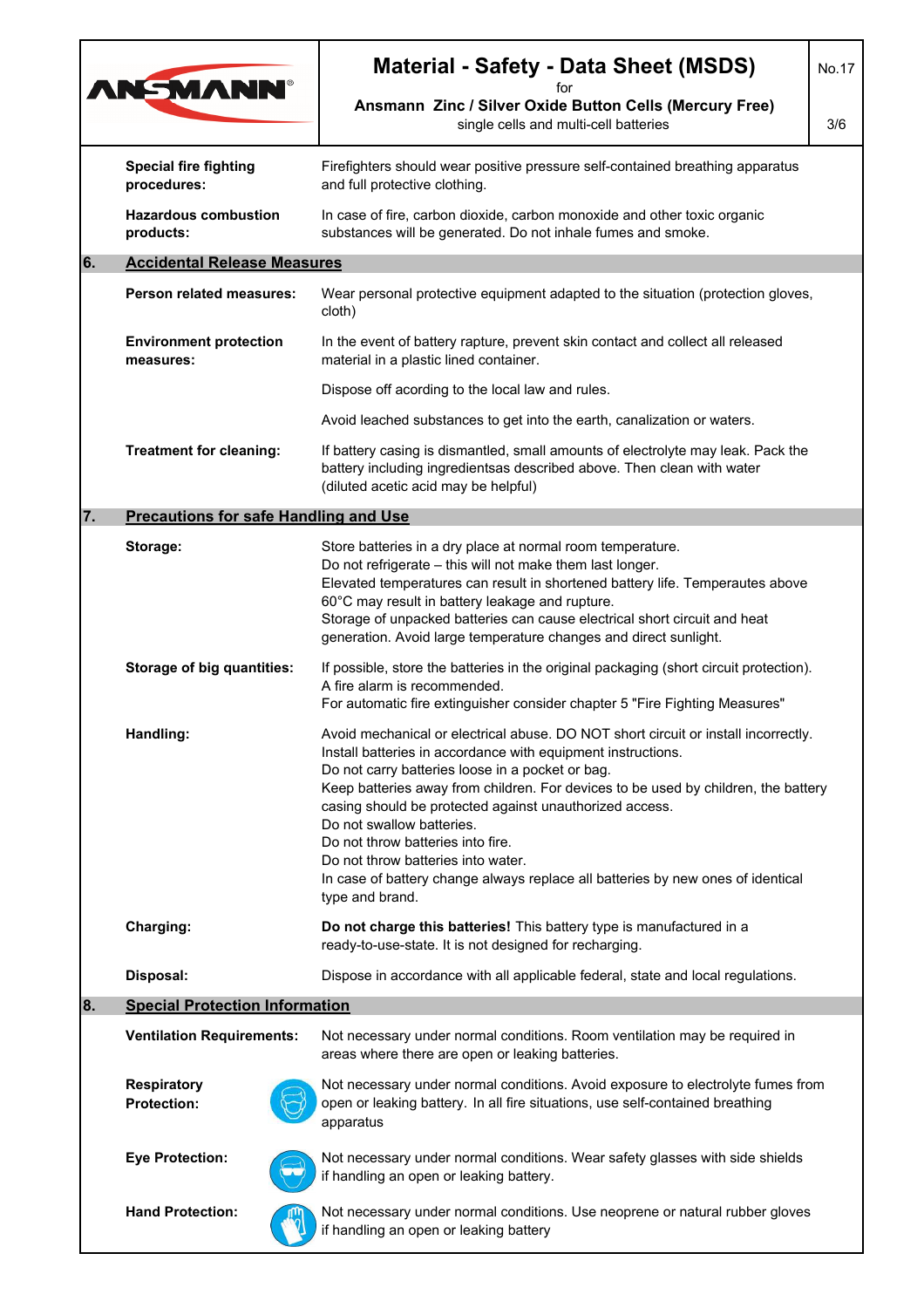| | |
|---|---|
| **Special fire fighting procedures:** | Firefighters should wear positive pressure self-contained breathing apparatus and full protective clothing. |
| **Hazardous combustion products:** | In case of fire, carbon dioxide, carbon monoxide and other toxic organic substances will be generated. Do not inhale fumes and smoke. |

## 6. Accidental Release Measures

| | |
|---|---|
| **Person related measures:** | Wear personal protective equipment adapted to the situation (protection gloves, cloth) |
| **Environment protection measures:** | In the event of battery rapture, prevent skin contact and collect all released material in a plastic lined container.<br>Dispose off acording to the local law and rules.<br>Avoid leached substances to get into the earth, canalization or waters. |
| **Treatment for cleaning:** | If battery casing is dismantled, small amounts of electrolyte may leak. Pack the battery including ingredientsas described above. Then clean with water (diluted acetic acid may be helpful) |

## 7. Precautions for safe Handling and Use

| | |
|---|---|
| **Storage:** | Store batteries in a dry place at normal room temperature.<br>Do not refrigerate – this will not make them last longer.<br>Elevated temperatures can result in shortened battery life. Temperautes above 60°C may result in battery leakage and rupture.<br>Storage of unpacked batteries can cause electrical short circuit and heat generation. Avoid large temperature changes and direct sunlight. |
| **Storage of big quantities:** | If possible, store the batteries in the original packaging (short circuit protection).<br>A fire alarm is recommended.<br>For automatic fire extinguisher consider chapter 5 "Fire Fighting Measures" |
| **Handling:** | Avoid mechanical or electrical abuse. DO NOT short circuit or install incorrectly.<br>Install batteries in accordance with equipment instructions.<br>Do not carry batteries loose in a pocket or bag.<br>Keep batteries away from children. For devices to be used by children, the battery casing should be protected against unauthorized access.<br>Do not swallow batteries.<br>Do not throw batteries into fire.<br>Do not throw batteries into water.<br>In case of battery change always replace all batteries by new ones of identical type and brand. |
| **Charging:** | **Do not charge this batteries!** This battery type is manufactured in a ready-to-use-state. It is not designed for recharging. |
| **Disposal:** | Dispose in accordance with all applicable federal, state and local regulations. |

## 8. Special Protection Information

| | |
|---|---|
| **Ventilation Requirements:** | Not necessary under normal conditions. Room ventilation may be required in areas where there are open or leaking batteries. |
| **Respiratory Protection:** | Not necessary under normal conditions. Avoid exposure to electrolyte fumes from open or leaking battery. In all fire situations, use self-contained breathing apparatus |
| **Eye Protection:** | Not necessary under normal conditions. Wear safety glasses with side shields if handling an open or leaking battery. |
| **Hand Protection:** | Not necessary under normal conditions. Use neoprene or natural rubber gloves if handling an open or leaking battery |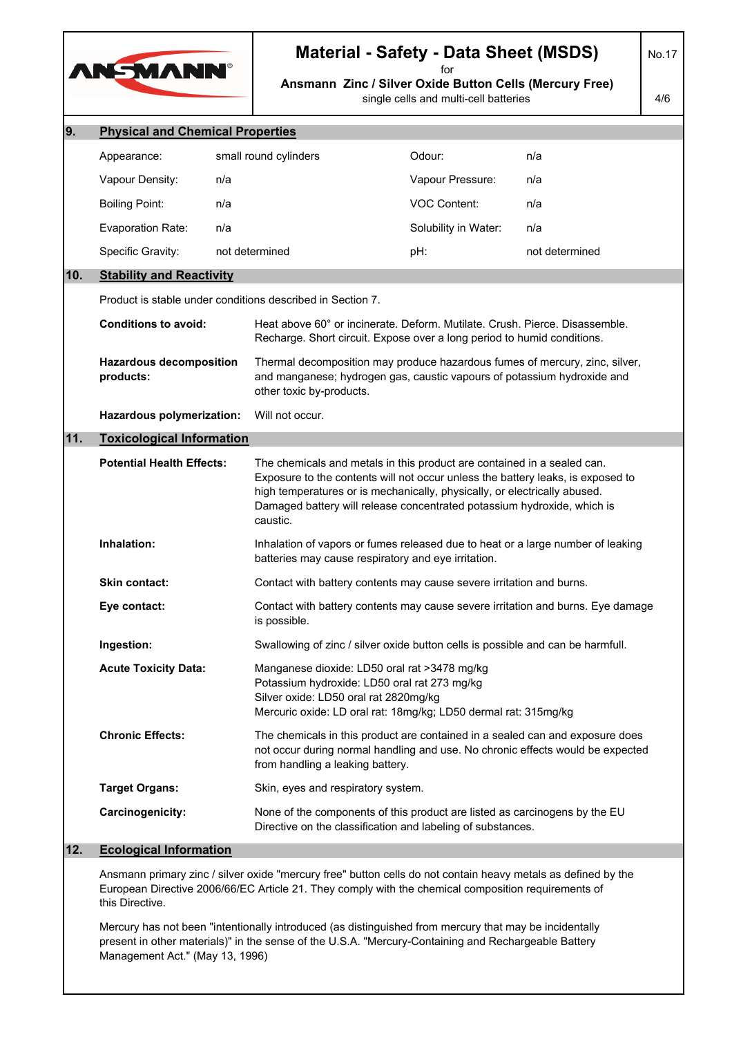## 9. Physical and Chemical Properties

| | | | |
|---|---|---|---|
| Appearance: | small round cylinders | Odour: | n/a |
| Vapour Density: | n/a | Vapour Pressure: | n/a |
| Boiling Point: | n/a | VOC Content: | n/a |
| Evaporation Rate: | n/a | Solubility in Water: | n/a |
| Specific Gravity: | not determined | pH: | not determined |

## 10. Stability and Reactivity

Product is stable under conditions described in Section 7.

**Conditions to avoid:** Heat above 60° or incinerate. Deform. Mutilate. Crush. Pierce. Disassemble. Recharge. Short circuit. Expose over a long period to humid conditions.

**Hazardous decomposition products:** Thermal decomposition may produce hazardous fumes of mercury, zinc, silver, and manganese; hydrogen gas, caustic vapours of potassium hydroxide and other toxic by-products.

**Hazardous polymerization:** Will not occur.

## 11. Toxicological Information

**Potential Health Effects:** The chemicals and metals in this product are contained in a sealed can. Exposure to the contents will not occur unless the battery leaks, is exposed to high temperatures or is mechanically, physically, or electrically abused. Damaged battery will release concentrated potassium hydroxide, which is caustic.

**Inhalation:** Inhalation of vapors or fumes released due to heat or a large number of leaking batteries may cause respiratory and eye irritation.

**Skin contact:** Contact with battery contents may cause severe irritation and burns.

**Eye contact:** Contact with battery contents may cause severe irritation and burns. Eye damage is possible.

**Ingestion:** Swallowing of zinc / silver oxide button cells is possible and can be harmfull.

**Acute Toxicity Data:**
Manganese dioxide: LD50 oral rat >3478 mg/kg
Potassium hydroxide: LD50 oral rat 273 mg/kg
Silver oxide: LD50 oral rat 2820mg/kg
Mercuric oxide: LD oral rat: 18mg/kg; LD50 dermal rat: 315mg/kg

**Chronic Effects:** The chemicals in this product are contained in a sealed can and exposure does not occur during normal handling and use. No chronic effects would be expected from handling a leaking battery.

**Target Organs:** Skin, eyes and respiratory system.

**Carcinogenicity:** None of the components of this product are listed as carcinogens by the EU Directive on the classification and labeling of substances.

## 12. Ecological Information

Ansmann primary zinc / silver oxide "mercury free" button cells do not contain heavy metals as defined by the European Directive 2006/66/EC Article 21. They comply with the chemical composition requirements of this Directive.

Mercury has not been "intentionally introduced (as distinguished from mercury that may be incidentally present in other materials)" in the sense of the U.S.A. "Mercury-Containing and Rechargeable Battery Management Act." (May 13, 1996)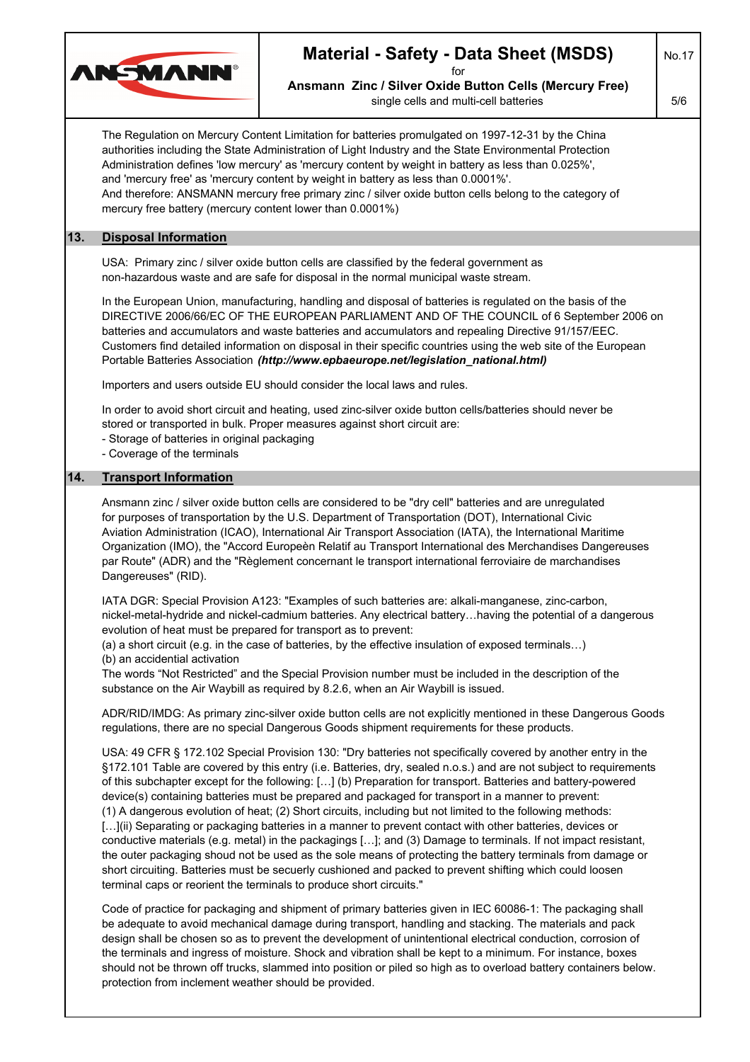The Regulation on Mercury Content Limitation for batteries promulgated on 1997-12-31 by the China authorities including the State Administration of Light Industry and the State Environmental Protection Administration defines 'low mercury' as 'mercury content by weight in battery as less than 0.025%', and 'mercury free' as 'mercury content by weight in battery as less than 0.0001%'.
And therefore: ANSMANN mercury free primary zinc / silver oxide button cells belong to the category of mercury free battery (mercury content lower than 0.0001%)

## 13. Disposal Information

USA: Primary zinc / silver oxide button cells are classified by the federal government as non-hazardous waste and are safe for disposal in the normal municipal waste stream.

In the European Union, manufacturing, handling and disposal of batteries is regulated on the basis of the DIRECTIVE 2006/66/EC OF THE EUROPEAN PARLIAMENT AND OF THE COUNCIL of 6 September 2006 on batteries and accumulators and waste batteries and accumulators and repealing Directive 91/157/EEC. Customers find detailed information on disposal in their specific countries using the web site of the European Portable Batteries Association ***(http://www.epbaeurope.net/legislation_national.html)***

Importers and users outside EU should consider the local laws and rules.

In order to avoid short circuit and heating, used zinc-silver oxide button cells/batteries should never be stored or transported in bulk. Proper measures against short circuit are:
- Storage of batteries in original packaging
- Coverage of the terminals

## 14. Transport Information

Ansmann zinc / silver oxide button cells are considered to be "dry cell" batteries and are unregulated for purposes of transportation by the U.S. Department of Transportation (DOT), International Civic Aviation Administration (ICAO), International Air Transport Association (IATA), the International Maritime Organization (IMO), the "Accord Europeèn Relatif au Transport International des Merchandises Dangereuses par Route" (ADR) and the "Règlement concernant le transport international ferroviaire de marchandises Dangereuses" (RID).

IATA DGR: Special Provision A123: "Examples of such batteries are: alkali-manganese, zinc-carbon, nickel-metal-hydride and nickel-cadmium batteries. Any electrical battery…having the potential of a dangerous evolution of heat must be prepared for transport as to prevent:
(a) a short circuit (e.g. in the case of batteries, by the effective insulation of exposed terminals…)
(b) an accidential activation
The words "Not Restricted" and the Special Provision number must be included in the description of the substance on the Air Waybill as required by 8.2.6, when an Air Waybill is issued.

ADR/RID/IMDG: As primary zinc-silver oxide button cells are not explicitly mentioned in these Dangerous Goods regulations, there are no special Dangerous Goods shipment requirements for these products.

USA: 49 CFR § 172.102 Special Provision 130: "Dry batteries not specifically covered by another entry in the §172.101 Table are covered by this entry (i.e. Batteries, dry, sealed n.o.s.) and are not subject to requirements of this subchapter except for the following: […] (b) Preparation for transport. Batteries and battery-powered device(s) containing batteries must be prepared and packaged for transport in a manner to prevent: (1) A dangerous evolution of heat; (2) Short circuits, including but not limited to the following methods: […](ii) Separating or packaging batteries in a manner to prevent contact with other batteries, devices or conductive materials (e.g. metal) in the packagings […]; and (3) Damage to terminals. If not impact resistant, the outer packaging shoud not be used as the sole means of protecting the battery terminals from damage or short circuiting. Batteries must be secuerly cushioned and packed to prevent shifting which could loosen terminal caps or reorient the terminals to produce short circuits."

Code of practice for packaging and shipment of primary batteries given in IEC 60086-1: The packaging shall be adequate to avoid mechanical damage during transport, handling and stacking. The materials and pack design shall be chosen so as to prevent the development of unintentional electrical conduction, corrosion of the terminals and ingress of moisture. Shock and vibration shall be kept to a minimum. For instance, boxes should not be thrown off trucks, slammed into position or piled so high as to overload battery containers below. protection from inclement weather should be provided.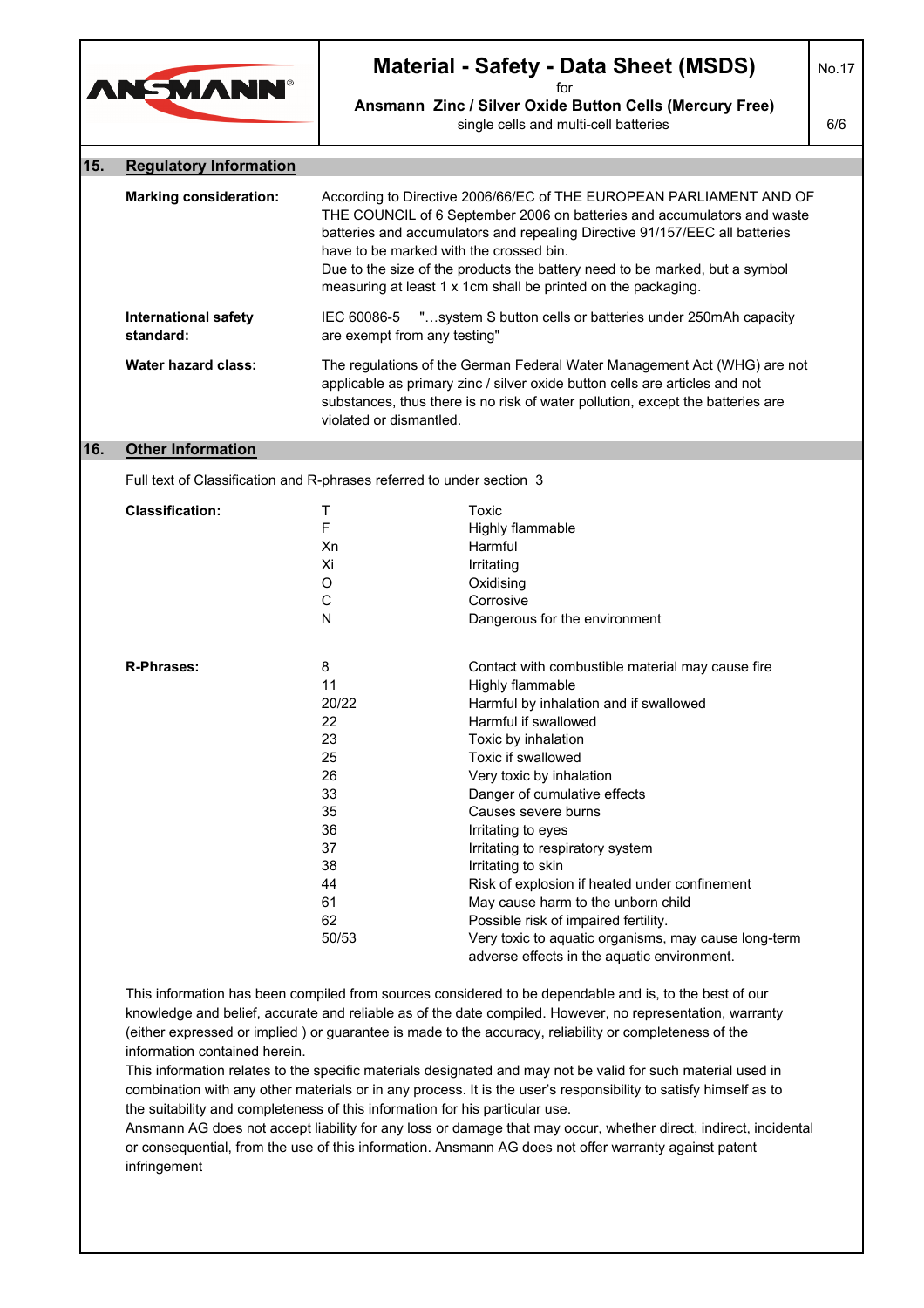## 15. Regulatory Information

**Marking consideration:** According to Directive 2006/66/EC of THE EUROPEAN PARLIAMENT AND OF THE COUNCIL of 6 September 2006 on batteries and accumulators and waste batteries and accumulators and repealing Directive 91/157/EEC all batteries have to be marked with the crossed bin.
Due to the size of the products the battery need to be marked, but a symbol measuring at least 1 x 1cm shall be printed on the packaging.

**International safety standard:** IEC 60086-5 "…system S button cells or batteries under 250mAh capacity are exempt from any testing"

**Water hazard class:** The regulations of the German Federal Water Management Act (WHG) are not applicable as primary zinc / silver oxide button cells are articles and not substances, thus there is no risk of water pollution, except the batteries are violated or dismantled.

## 16. Other Information

Full text of Classification and R-phrases referred to under section 3

**Classification:**

| | | |
|---|---|---|
| | T | Toxic |
| | F | Highly flammable |
| | Xn | Harmful |
| | Xi | Irritating |
| | O | Oxidising |
| | C | Corrosive |
| | N | Dangerous for the environment |

**R-Phrases:**

| | | |
|---|---|---|
| | 8 | Contact with combustible material may cause fire |
| | 11 | Highly flammable |
| | 20/22 | Harmful by inhalation and if swallowed |
| | 22 | Harmful if swallowed |
| | 23 | Toxic by inhalation |
| | 25 | Toxic if swallowed |
| | 26 | Very toxic by inhalation |
| | 33 | Danger of cumulative effects |
| | 35 | Causes severe burns |
| | 36 | Irritating to eyes |
| | 37 | Irritating to respiratory system |
| | 38 | Irritating to skin |
| | 44 | Risk of explosion if heated under confinement |
| | 61 | May cause harm to the unborn child |
| | 62 | Possible risk of impaired fertility. |
| | 50/53 | Very toxic to aquatic organisms, may cause long-term adverse effects in the aquatic environment. |

This information has been compiled from sources considered to be dependable and is, to the best of our knowledge and belief, accurate and reliable as of the date compiled. However, no representation, warranty (either expressed or implied ) or guarantee is made to the accuracy, reliability or completeness of the information contained herein.
This information relates to the specific materials designated and may not be valid for such material used in combination with any other materials or in any process. It is the user's responsibility to satisfy himself as to the suitability and completeness of this information for his particular use.
Ansmann AG does not accept liability for any loss or damage that may occur, whether direct, indirect, incidental or consequential, from the use of this information. Ansmann AG does not offer warranty against patent infringement